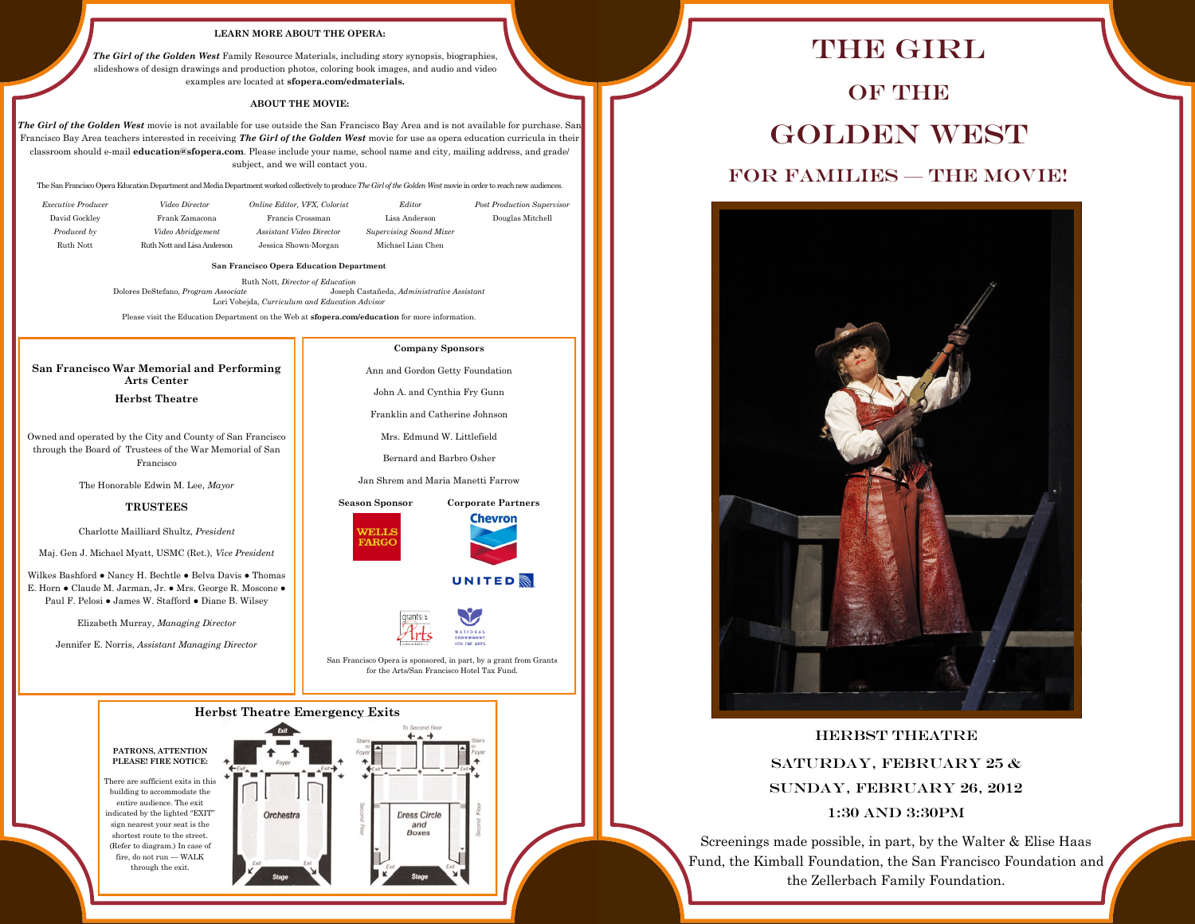**LEARN MORE ABOUT THE OPERA:**

***The Girl of the Golden West*** Family Resource Materials, including story synopsis, biographies, slideshows of design drawings and production photos, coloring book images, and audio and video examples are located at **sfopera.com/edmaterials.**

**ABOUT THE MOVIE:**

***The Girl of the Golden West*** movie is not available for use outside the San Francisco Bay Area and is not available for purchase. San Francisco Bay Area teachers interested in receiving ***The Girl of the Golden West*** movie for use as opera education curricula in their classroom should e-mail **education@sfopera.com**. Please include your name, school name and city, mailing address, and grade/ subject, and we will contact you.

The San Francisco Opera Education Department and Media Department worked collectively to produce *The Girl of the Golden West* movie in order to reach new audiences.

*Executive Producer*
David Gockley

*Produced by*
Ruth Nott

*Video Director*
Frank Zamacona

*Video Abridgement*
Ruth Nott and Lisa Anderson

*Online Editor, VFX, Colorist*
Francis Crossman

*Assistant Video Director*
Jessica Shown-Morgan

*Editor*
Lisa Anderson

*Supervising Sound Mixer*
Michael Lian Chen

*Post Production Supervisor*
Douglas Mitchell

**San Francisco Opera Education Department**

Ruth Nott, *Director of Education*
Dolores DeStefano, *Program Associate*
Joseph Castañeda, *Administrative Assistant*
Lori Vobejda, *Curriculum and Education Advisor*

Please visit the Education Department on the Web at **sfopera.com/education** for more information.

**San Francisco War Memorial and Performing Arts Center**

**Herbst Theatre**

Owned and operated by the City and County of San Francisco through the Board of Trustees of the War Memorial of San Francisco

The Honorable Edwin M. Lee, *Mayor*

**TRUSTEES**

Charlotte Mailliard Shultz, *President*

Maj. Gen J. Michael Myatt, USMC (Ret.), *Vice President*

Wilkes Bashford • Nancy H. Bechtle • Belva Davis • Thomas E. Horn • Claude M. Jarman, Jr. • Mrs. George R. Moscone • Paul F. Pelosi • James W. Stafford • Diane B. Wilsey

Elizabeth Murray, *Managing Director*

Jennifer E. Norris, *Assistant Managing Director*

**Company Sponsors**

Ann and Gordon Getty Foundation

John A. and Cynthia Fry Gunn

Franklin and Catherine Johnson

Mrs. Edmund W. Littlefield

Bernard and Barbro Osher

Jan Shrem and Maria Manetti Farrow

**Season Sponsor**

Wells Fargo

**Corporate Partners**

Chevron

United

San Francisco Opera is sponsored, in part, by a grant from Grants for the Arts/San Francisco Hotel Tax Fund.

**Herbst Theatre Emergency Exits**

**PATRONS, ATTENTION PLEASE! FIRE NOTICE:**

There are sufficient exits in this building to accommodate the entire audience. The exit indicated by the lighted "EXIT" sign nearest your seat is the shortest route to the street. (Refer to diagram.) In case of fire, do not run — WALK through the exit.

# THE GIRL OF THE GOLDEN WEST

## FOR FAMILIES — THE MOVIE!

HERBST THEATRE

SATURDAY, FEBRUARY 25 &
SUNDAY, FEBRUARY 26, 2012

1:30 AND 3:30PM

Screenings made possible, in part, by the Walter & Elise Haas Fund, the Kimball Foundation, the San Francisco Foundation and the Zellerbach Family Foundation.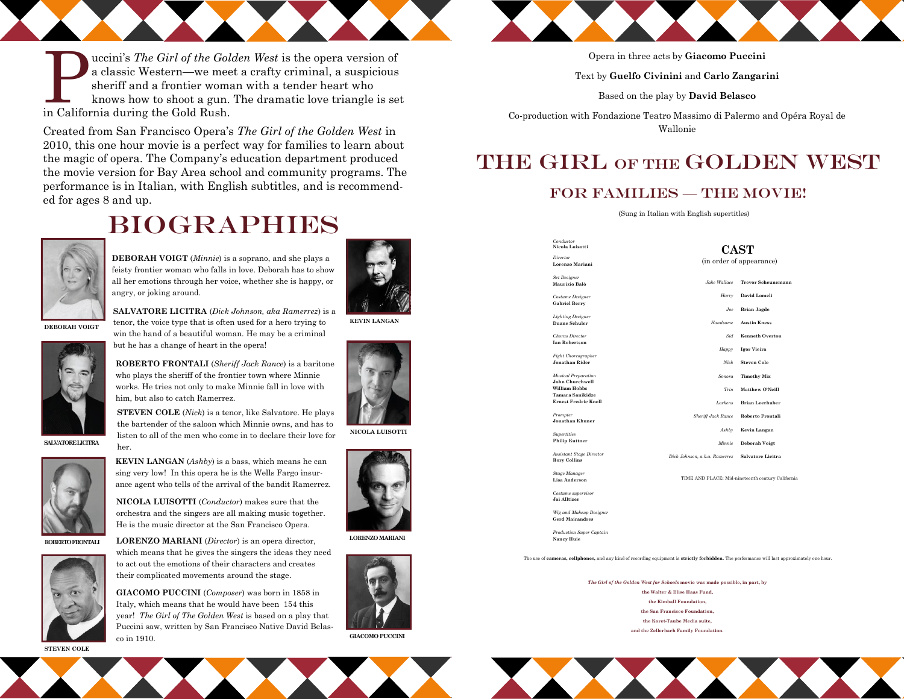Puccini's *The Girl of the Golden West* is the opera version of a classic Western—we meet a crafty criminal, a suspicious sheriff and a frontier woman with a tender heart who knows how to shoot a gun. The dramatic love triangle is set in California during the Gold Rush.

Created from San Francisco Opera's *The Girl of the Golden West* in 2010, this one hour movie is a perfect way for families to learn about the magic of opera. The Company's education department produced the movie version for Bay Area school and community programs. The performance is in Italian, with English subtitles, and is recommended for ages 8 and up.

# BIOGRAPHIES

**DEBORAH VOIGT** (*Minnie*) is a soprano, and she plays a feisty frontier woman who falls in love. Deborah has to show all her emotions through her voice, whether she is happy, or angry, or joking around.

**SALVATORE LICITRA** (*Dick Johnson, aka Ramerrez*) is a tenor, the voice type that is often used for a hero trying to win the hand of a beautiful woman. He may be a criminal but he has a change of heart in the opera!

**ROBERTO FRONTALI** (*Sheriff Jack Rance*) is a baritone who plays the sheriff of the frontier town where Minnie works. He tries not only to make Minnie fall in love with him, but also to catch Ramerrez.

**STEVEN COLE** (*Nick*) is a tenor, like Salvatore. He plays the bartender of the saloon which Minnie owns, and has to listen to all of the men who come in to declare their love for her.

**KEVIN LANGAN** (*Ashby*) is a bass, which means he can sing very low! In this opera he is the Wells Fargo insurance agent who tells of the arrival of the bandit Ramerrez.

**NICOLA LUISOTTI** (*Conductor*) makes sure that the orchestra and the singers are all making music together. He is the music director at the San Francisco Opera.

**LORENZO MARIANI** (*Director*) is an opera director, which means that he gives the singers the ideas they need to act out the emotions of their characters and creates their complicated movements around the stage.

**GIACOMO PUCCINI** (*Composer*) was born in 1858 in Italy, which means that he would have been 154 this year! *The Girl of The Golden West* is based on a play that Puccini saw, written by San Francisco Native David Belasco in 1910.

DEBORAH VOIGT

SALVATORE LICITRA

ROBERTO FRONTALI

STEVEN COLE

KEVIN LANGAN

NICOLA LUISOTTI

LORENZO MARIANI

GIACOMO PUCCINI

Opera in three acts by **Giacomo Puccini**

Text by **Guelfo Civinini** and **Carlo Zangarini**

Based on the play by **David Belasco**

Co-production with Fondazione Teatro Massimo di Palermo and Opéra Royal de Wallonie

# THE GIRL OF THE GOLDEN WEST

## FOR FAMILIES — THE MOVIE!

(Sung in Italian with English supertitles)

*Conductor*
**Nicola Luisotti**

*Director*
**Lorenzo Mariani**

*Set Designer*
**Maurizio Balò**

*Costume Designer*
**Gabriel Berry**

*Lighting Designer*
**Duane Schuler**

*Chorus Director*
**Ian Robertson**

*Fight Choreographer*
**Jonathan Rider**

*Musical Preparation*
**John Churchwell**
**William Hobbs**
**Tamara Sanikidze**
**Ernest Fredric Knell**

*Prompter*
**Jonathan Khuner**

*Supertitles*
**Philip Kuttner**

*Assistant Stage Director*
**Rory Collins**

*Stage Manager*
**Lisa Anderson**

*Costume supervisor*
**Jai Alltizer**

*Wig and Makeup Designer*
**Gerd Mairandres**

*Production Super Captain*
**Nancy Huie**

## CAST

(in order of appearance)

| | |
|---|---|
| *Jake Wallace* | **Trevor Scheunemann** |
| *Harry* | **David Lomelí** |
| *Joe* | **Brian Jagde** |
| *Handsome* | **Austin Kness** |
| *Sid* | **Kenneth Overton** |
| *Happy* | **Igor Vieira** |
| *Nick* | **Steven Cole** |
| *Sonora* | **Timothy Mix** |
| *Trin* | **Matthew O'Neill** |
| *Larkens* | **Brian Leerhuber** |
| *Sheriff Jack Rance* | **Roberto Frontali** |
| *Ashby* | **Kevin Langan** |
| *Minnie* | **Deborah Voigt** |
| *Dick Johnson, a.k.a. Ramerrez* | **Salvatore Licitra** |

TIME AND PLACE: Mid-nineteenth century California

The use of **cameras, cellphones,** and any kind of recording equipment is **strictly forbidden.** The performance will last approximately one hour.

***The Girl of the Golden West for Schools*** **movie was made possible, in part, by**
**the Walter & Elise Haas Fund,**
**the Kimball Foundation,**
**the San Francisco Foundation,**
**the Koret-Taube Media suite,**
**and the Zellerbach Family Foundation.**